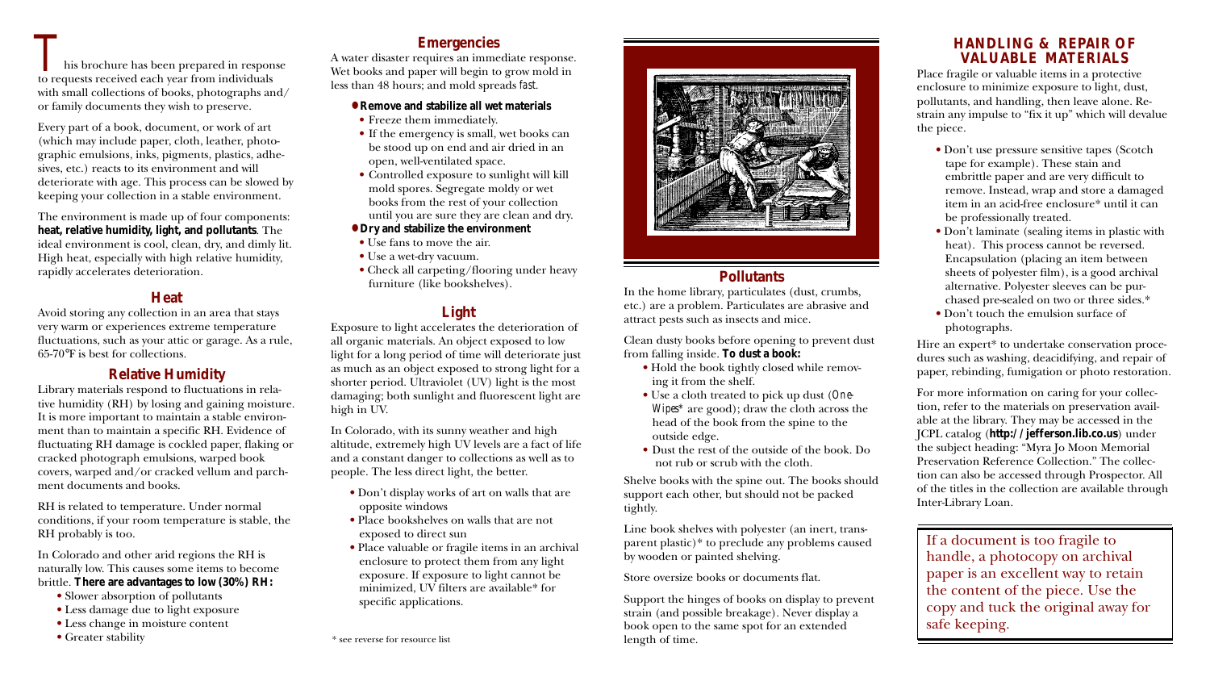This brochure has been prepared in response to requests received each year from individuals with small collections of books, photographs and/or family documents they wish to preserve.

Every part of a book, document, or work of art (which may include paper, cloth, leather, photographic emulsions, inks, pigments, plastics, adhesives, etc.) reacts to its environment and will deteriorate with age. This process can be slowed by keeping your collection in a stable environment.

The environment is made up of four components: **heat, relative humidity, light, and pollutants**. The ideal environment is cool, clean, dry, and dimly lit. High heat, especially with high relative humidity, rapidly accelerates deterioration.

## Heat

Avoid storing any collection in an area that stays very warm or experiences extreme temperature fluctuations, such as your attic or garage. As a rule, 65-70°F is best for collections.

## Relative Humidity

Library materials respond to fluctuations in relative humidity (RH) by losing and gaining moisture. It is more important to maintain a stable environment than to maintain a specific RH. Evidence of fluctuating RH damage is cockled paper, flaking or cracked photograph emulsions, warped book covers, warped and/or cracked vellum and parchment documents and books.

RH is related to temperature. Under normal conditions, if your room temperature is stable, the RH probably is too.

In Colorado and other arid regions the RH is naturally low. This causes some items to become brittle. **There are advantages to low (30%) RH:**

- Slower absorption of pollutants
- Less damage due to light exposure
- Less change in moisture content
- Greater stability

## Emergencies

A water disaster requires an immediate response. Wet books and paper will begin to grow mold in less than 48 hours; and mold spreads *fast*.

- **Remove and stabilize all wet materials**
  - Freeze them immediately.
  - If the emergency is small, wet books can be stood up on end and air dried in an open, well-ventilated space.
  - Controlled exposure to sunlight will kill mold spores. Segregate moldy or wet books from the rest of your collection until you are sure they are clean and dry.
- **Dry and stabilize the environment**
  - Use fans to move the air.
  - Use a wet-dry vacuum.
  - Check all carpeting/flooring under heavy furniture (like bookshelves).

## Light

Exposure to light accelerates the deterioration of all organic materials. An object exposed to low light for a long period of time will deteriorate just as much as an object exposed to strong light for a shorter period. Ultraviolet (UV) light is the most damaging; both sunlight and fluorescent light are high in UV.

In Colorado, with its sunny weather and high altitude, extremely high UV levels are a fact of life and a constant danger to collections as well as to people. The less direct light, the better.

- Don't display works of art on walls that are opposite windows
- Place bookshelves on walls that are not exposed to direct sun
- Place valuable or fragile items in an archival enclosure to protect them from any light exposure. If exposure to light cannot be minimized, UV filters are available* for specific applications.

\* see reverse for resource list

## Pollutants

In the home library, particulates (dust, crumbs, etc.) are a problem. Particulates are abrasive and attract pests such as insects and mice.

Clean dusty books before opening to prevent dust from falling inside. **To dust a book:**

- Hold the book tightly closed while removing it from the shelf.
- Use a cloth treated to pick up dust (*One-Wipes** are good); draw the cloth across the head of the book from the spine to the outside edge.
- Dust the rest of the outside of the book. Do not rub or scrub with the cloth.

Shelve books with the spine out. The books should support each other, but should not be packed tightly.

Line book shelves with polyester (an inert, transparent plastic)* to preclude any problems caused by wooden or painted shelving.

Store oversize books or documents flat.

Support the hinges of books on display to prevent strain (and possible breakage). Never display a book open to the same spot for an extended length of time.

## HANDLING & REPAIR OF VALUABLE MATERIALS

Place fragile or valuable items in a protective enclosure to minimize exposure to light, dust, pollutants, and handling, then leave alone. Restrain any impulse to "fix it up" which will devalue the piece.

- Don't use pressure sensitive tapes (Scotch tape for example). These stain and embrittle paper and are very difficult to remove. Instead, wrap and store a damaged item in an acid-free enclosure* until it can be professionally treated.
- Don't laminate (sealing items in plastic with heat). This process cannot be reversed. Encapsulation (placing an item between sheets of polyester film), is a good archival alternative. Polyester sleeves can be purchased pre-sealed on two or three sides.*
- Don't touch the emulsion surface of photographs.

Hire an expert* to undertake conservation procedures such as washing, deacidifying, and repair of paper, rebinding, fumigation or photo restoration.

For more information on caring for your collection, refer to the materials on preservation available at the library. They may be accessed in the JCPL catalog (**http://jefferson.lib.co.us**) under the subject heading: "Myra Jo Moon Memorial Preservation Reference Collection." The collection can also be accessed through Prospector. All of the titles in the collection are available through Inter-Library Loan.

If a document is too fragile to handle, a photocopy on archival paper is an excellent way to retain the content of the piece. Use the copy and tuck the original away for safe keeping.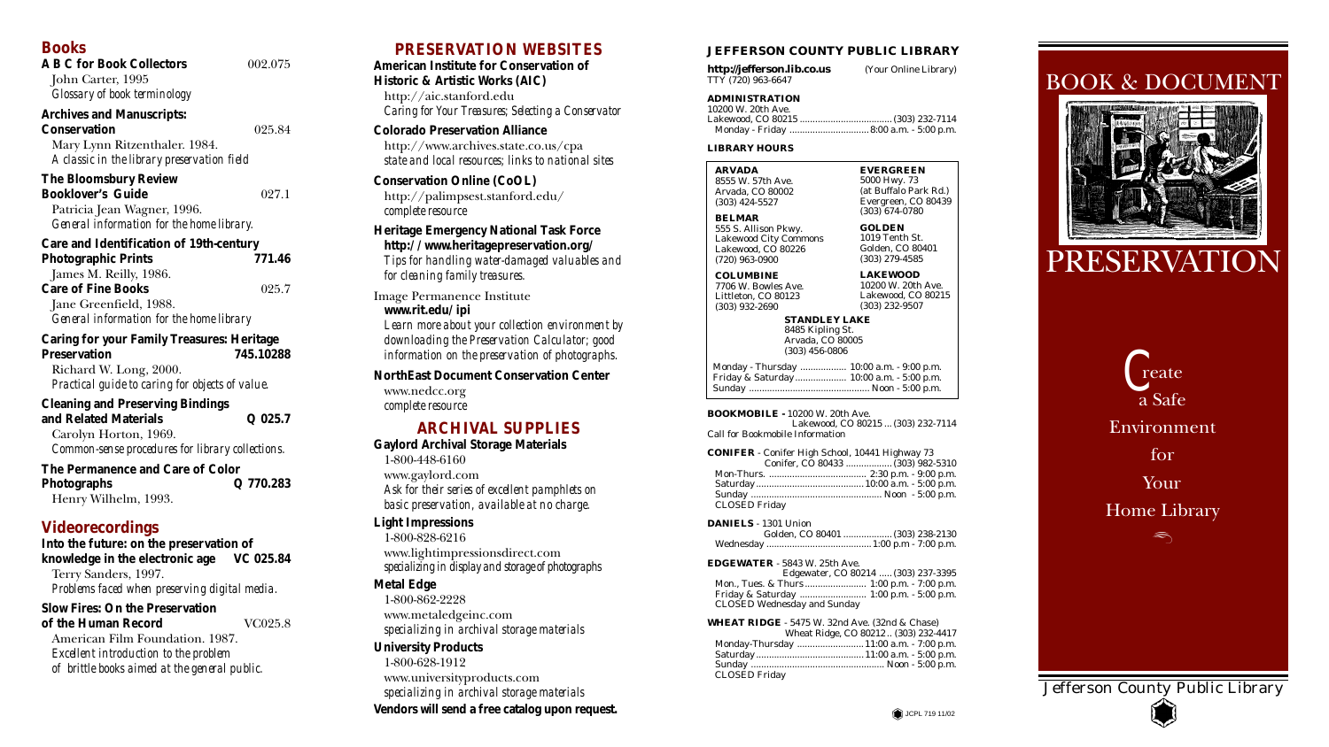## Books

**A B C for Book Collectors** 002.075
John Carter, 1995
*Glossary of book terminology*

**Archives and Manuscripts: Conservation** 025.84
Mary Lynn Ritzenthaler. 1984.
*A classic in the library preservation field*

**The Bloomsbury Review Booklover's Guide** 027.1
Patricia Jean Wagner, 1996.
*General information for the home library.*

**Care and Identification of 19th-century Photographic Prints** **771.46**
James M. Reilly, 1986.

**Care of Fine Books** 025.7
Jane Greenfield, 1988.
*General information for the home library*

**Caring for your Family Treasures: Heritage Preservation** **745.10288**
Richard W. Long, 2000.
*Practical guide to caring for objects of value.*

**Cleaning and Preserving Bindings and Related Materials** **Q 025.7**
Carolyn Horton, 1969.
*Common-sense procedures for library collections.*

**The Permanence and Care of Color Photographs** **Q 770.283**
Henry Wilhelm, 1993.

## Videorecordings

**Into the future: on the preservation of knowledge in the electronic age** **VC 025.84**
Terry Sanders, 1997.
*Problems faced when preserving digital media.*

**Slow Fires: On the Preservation of the Human Record** VC025.8
American Film Foundation. 1987.
*Excellent introduction to the problem of brittle books aimed at the general public.*

## PRESERVATION WEBSITES

**American Institute for Conservation of Historic & Artistic Works (AIC)**
http://aic.stanford.edu
*Caring for Your Treasures; Selecting a Conservator*

**Colorado Preservation Alliance**
http://www.archives.state.co.us/cpa
*state and local resources; links to national sites*

**Conservation Online (CoOL)**
http://palimpsest.stanford.edu/
*complete resource*

**Heritage Emergency National Task Force**
**http://www.heritagepreservation.org/**
*Tips for handling water-damaged valuables and for cleaning family treasures.*

Image Permanence Institute
**www.rit.edu/ipi**
*Learn more about your collection environment by downloading the Preservation Calculator; good information on the preservation of photographs.*

**NorthEast Document Conservation Center**
www.nedcc.org
*complete resource*

## ARCHIVAL SUPPLIES

**Gaylord Archival Storage Materials**
1-800-448-6160
www.gaylord.com
*Ask for their series of excellent pamphlets on basic preservation, available at no charge.*

**Light Impressions**
1-800-828-6216
www.lightimpressionsdirect.com
*specializing in display and storage of photographs*

**Metal Edge**
1-800-862-2228
www.metaledgeinc.com
*specializing in archival storage materials*

**University Products**
1-800-628-1912
www.universityproducts.com
*specializing in archival storage materials*

**Vendors will send a free catalog upon request.**

## JEFFERSON COUNTY PUBLIC LIBRARY

**http://jefferson.lib.co.us** (Your Online Library)
TTY (720) 963-6647

**ADMINISTRATION**
10200 W. 20th Ave.
Lakewood, CO 80215 .................................... (303) 232-7114
Monday - Friday ............................... 8:00 a.m. - 5:00 p.m.

**LIBRARY HOURS**

**ARVADA**
8555 W. 57th Ave.
Arvada, CO 80002
(303) 424-5527

**BELMAR**
555 S. Allison Pkwy.
Lakewood City Commons
Lakewood, CO 80226
(720) 963-0900

**COLUMBINE**
7706 W. Bowles Ave.
Littleton, CO 80123
(303) 932-2690

**EVERGREEN**
5000 Hwy. 73
(at Buffalo Park Rd.)
Evergreen, CO 80439
(303) 674-0780

**GOLDEN**
1019 Tenth St.
Golden, CO 80401
(303) 279-4585

**LAKEWOOD**
10200 W. 20th Ave.
Lakewood, CO 80215
(303) 232-9507

**STANDLEY LAKE**
8485 Kipling St.
Arvada, CO 80005
(303) 456-0806

Monday - Thursday .................. 10:00 a.m. - 9:00 p.m.
Friday & Saturday.................... 10:00 a.m. - 5:00 p.m.
Sunday ............................................... Noon - 5:00 p.m.

**BOOKMOBILE -** 10200 W. 20th Ave.
Lakewood, CO 80215 ... (303) 232-7114
Call for Bookmobile Information

**CONIFER** - Conifer High School, 10441 Highway 73
Conifer, CO 80433 .................. (303) 982-5310
Mon-Thurs. ....................................... 2:30 p.m. - 9:00 p.m.
Saturday ......................................... 10:00 a.m. - 5:00 p.m.
Sunday ................................................... Noon - 5:00 p.m.
CLOSED Friday

**DANIELS** - 1301 Union
Golden, CO 80401 .................... (303) 238-2130
Wednesday ........................................ 1:00 p.m - 7:00 p.m.

**EDGEWATER** - 5843 W. 25th Ave.
Edgewater, CO 80214 ..... (303) 237-3395
Mon., Tues. & Thurs ........................ 1:00 p.m. - 7:00 p.m.
Friday & Saturday .......................... 1:00 p.m. - 5:00 p.m.
CLOSED Wednesday and Sunday

**WHEAT RIDGE** - 5475 W. 32nd Ave. (32nd & Chase)
Wheat Ridge, CO 80212 .. (303) 232-4417
Monday-Thursday .......................... 11:00 a.m. - 7:00 p.m.
Saturday .......................................... 11:00 a.m. - 5:00 p.m.
Sunday ................................................... Noon - 5:00 p.m.
CLOSED Friday

JCPL 719 11/02

# BOOK & DOCUMENT PRESERVATION

Create a Safe Environment for Your Home Library

Jefferson County Public Library